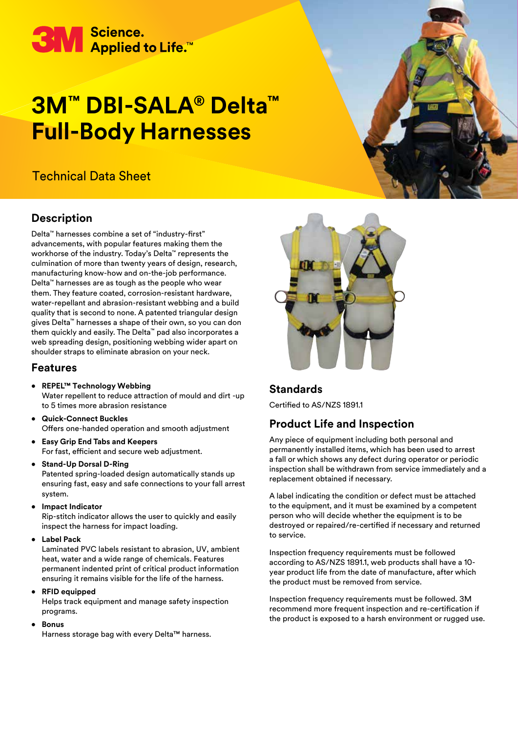3M Science. Applied to Life.™

# 3M™ DBI-SALA® Delta™ Full-Body Harnesses

Technical Data Sheet

## Description

Delta™ harnesses combine a set of "industry-first" advancements, with popular features making them the workhorse of the industry. Today's Delta™ represents the culmination of more than twenty years of design, research, manufacturing know-how and on-the-job performance. Delta™ harnesses are as tough as the people who wear them. They feature coated, corrosion-resistant hardware, water-repellant and abrasion-resistant webbing and a build quality that is second to none. A patented triangular design gives Delta™ harnesses a shape of their own, so you can don them quickly and easily. The Delta™ pad also incorporates a web spreading design, positioning webbing wider apart on shoulder straps to eliminate abrasion on your neck.

## Features

- **REPEL™ Technology Webbing**
  Water repellent to reduce attraction of mould and dirt -up to 5 times more abrasion resistance
- **Quick-Connect Buckles**
  Offers one-handed operation and smooth adjustment
- **Easy Grip End Tabs and Keepers**
  For fast, efficient and secure web adjustment.
- **Stand-Up Dorsal D-Ring**
  Patented spring-loaded design automatically stands up ensuring fast, easy and safe connections to your fall arrest system.
- **Impact Indicator**
  Rip-stitch indicator allows the user to quickly and easily inspect the harness for impact loading.
- **Label Pack**
  Laminated PVC labels resistant to abrasion, UV, ambient heat, water and a wide range of chemicals. Features permanent indented print of critical product information ensuring it remains visible for the life of the harness.
- **RFID equipped**
  Helps track equipment and manage safety inspection programs.
- **Bonus**
  Harness storage bag with every Delta™ harness.

## Standards

Certified to AS/NZS 1891.1

## Product Life and Inspection

Any piece of equipment including both personal and permanently installed items, which has been used to arrest a fall or which shows any defect during operator or periodic inspection shall be withdrawn from service immediately and a replacement obtained if necessary.

A label indicating the condition or defect must be attached to the equipment, and it must be examined by a competent person who will decide whether the equipment is to be destroyed or repaired/re-certified if necessary and returned to service.

Inspection frequency requirements must be followed according to AS/NZS 1891.1, web products shall have a 10-year product life from the date of manufacture, after which the product must be removed from service.

Inspection frequency requirements must be followed. 3M recommend more frequent inspection and re-certification if the product is exposed to a harsh environment or rugged use.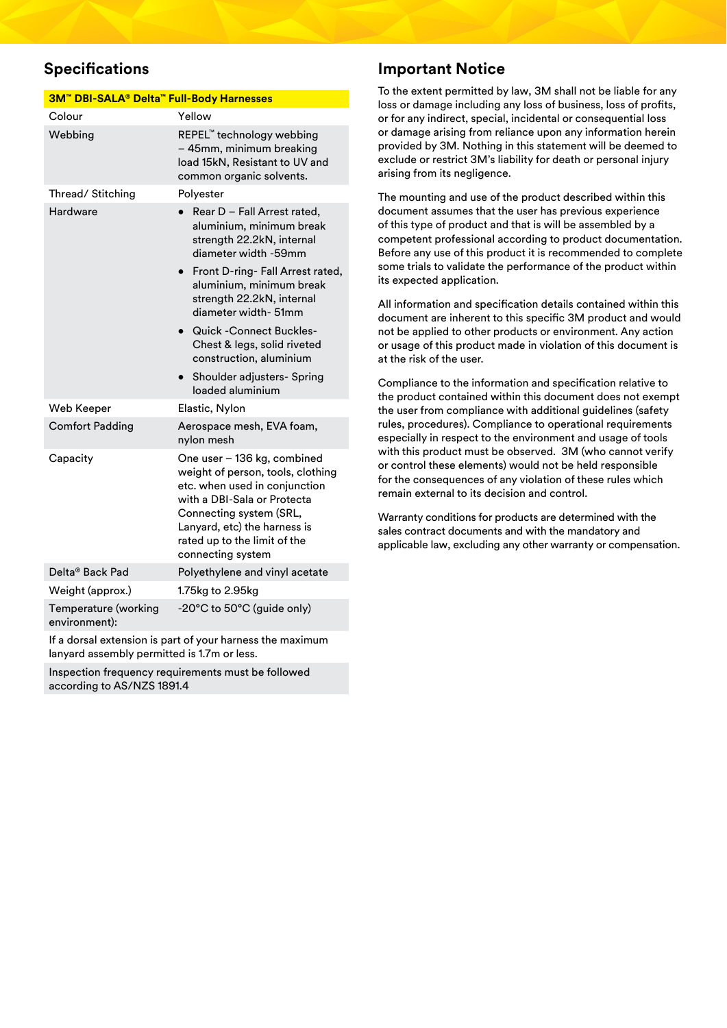## Specifications

| 3M™ DBI-SALA® Delta™ Full-Body Harnesses | |
|---|---|
| Colour | Yellow |
| Webbing | REPEL™ technology webbing – 45mm, minimum breaking load 15kN, Resistant to UV and common organic solvents. |
| Thread/ Stitching | Polyester |
| Hardware | • Rear D – Fall Arrest rated, aluminium, minimum break strength 22.2kN, internal diameter width -59mm<br>• Front D-ring- Fall Arrest rated, aluminium, minimum break strength 22.2kN, internal diameter width- 51mm<br>• Quick -Connect Buckles- Chest & legs, solid riveted construction, aluminium<br>• Shoulder adjusters- Spring loaded aluminium |
| Web Keeper | Elastic, Nylon |
| Comfort Padding | Aerospace mesh, EVA foam, nylon mesh |
| Capacity | One user – 136 kg, combined weight of person, tools, clothing etc. when used in conjunction with a DBI-Sala or Protecta Connecting system (SRL, Lanyard, etc) the harness is rated up to the limit of the connecting system |
| Delta® Back Pad | Polyethylene and vinyl acetate |
| Weight (approx.) | 1.75kg to 2.95kg |
| Temperature (working environment): | -20°C to 50°C (guide only) |
| If a dorsal extension is part of your harness the maximum lanyard assembly permitted is 1.7m or less. | |
| Inspection frequency requirements must be followed according to AS/NZS 1891.4 | |

## Important Notice

To the extent permitted by law, 3M shall not be liable for any loss or damage including any loss of business, loss of profits, or for any indirect, special, incidental or consequential loss or damage arising from reliance upon any information herein provided by 3M. Nothing in this statement will be deemed to exclude or restrict 3M's liability for death or personal injury arising from its negligence.

The mounting and use of the product described within this document assumes that the user has previous experience of this type of product and that is will be assembled by a competent professional according to product documentation. Before any use of this product it is recommended to complete some trials to validate the performance of the product within its expected application.

All information and specification details contained within this document are inherent to this specific 3M product and would not be applied to other products or environment. Any action or usage of this product made in violation of this document is at the risk of the user.

Compliance to the information and specification relative to the product contained within this document does not exempt the user from compliance with additional guidelines (safety rules, procedures). Compliance to operational requirements especially in respect to the environment and usage of tools with this product must be observed. 3M (who cannot verify or control these elements) would not be held responsible for the consequences of any violation of these rules which remain external to its decision and control.

Warranty conditions for products are determined with the sales contract documents and with the mandatory and applicable law, excluding any other warranty or compensation.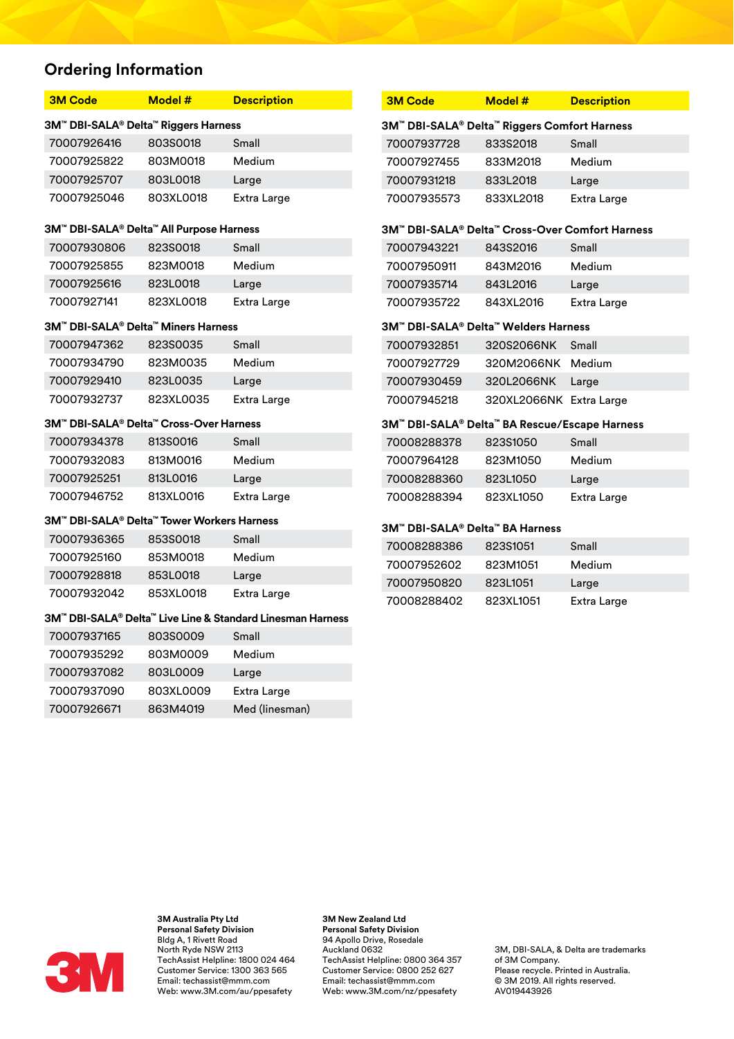## Ordering Information

| 3M Code | Model # | Description |
|---|---|---|
| **3M™ DBI-SALA® Delta™ Riggers Harness** | | |
| 70007926416 | 803S0018 | Small |
| 70007925822 | 803M0018 | Medium |
| 70007925707 | 803L0018 | Large |
| 70007925046 | 803XL0018 | Extra Large |
| **3M™ DBI-SALA® Delta™ All Purpose Harness** | | |
| 70007930806 | 823S0018 | Small |
| 70007925855 | 823M0018 | Medium |
| 70007925616 | 823L0018 | Large |
| 70007927141 | 823XL0018 | Extra Large |
| **3M™ DBI-SALA® Delta™ Miners Harness** | | |
| 70007947362 | 823S0035 | Small |
| 70007934790 | 823M0035 | Medium |
| 70007929410 | 823L0035 | Large |
| 70007932737 | 823XL0035 | Extra Large |
| **3M™ DBI-SALA® Delta™ Cross-Over Harness** | | |
| 70007934378 | 813S0016 | Small |
| 70007932083 | 813M0016 | Medium |
| 70007925251 | 813L0016 | Large |
| 70007946752 | 813XL0016 | Extra Large |
| **3M™ DBI-SALA® Delta™ Tower Workers Harness** | | |
| 70007936365 | 853S0018 | Small |
| 70007925160 | 853M0018 | Medium |
| 70007928818 | 853L0018 | Large |
| 70007932042 | 853XL0018 | Extra Large |
| **3M™ DBI-SALA® Delta™ Live Line & Standard Linesman Harness** | | |
| 70007937165 | 803S0009 | Small |
| 70007935292 | 803M0009 | Medium |
| 70007937082 | 803L0009 | Large |
| 70007937090 | 803XL0009 | Extra Large |
| 70007926671 | 863M4019 | Med (linesman) |

| 3M Code | Model # | Description |
|---|---|---|
| **3M™ DBI-SALA® Delta™ Riggers Comfort Harness** | | |
| 70007937728 | 833S2018 | Small |
| 70007927455 | 833M2018 | Medium |
| 70007931218 | 833L2018 | Large |
| 70007935573 | 833XL2018 | Extra Large |
| **3M™ DBI-SALA® Delta™ Cross-Over Comfort Harness** | | |
| 70007943221 | 843S2016 | Small |
| 70007950911 | 843M2016 | Medium |
| 70007935714 | 843L2016 | Large |
| 70007935722 | 843XL2016 | Extra Large |
| **3M™ DBI-SALA® Delta™ Welders Harness** | | |
| 70007932851 | 320S2066NK | Small |
| 70007927729 | 320M2066NK | Medium |
| 70007930459 | 320L2066NK | Large |
| 70007945218 | 320XL2066NK | Extra Large |
| **3M™ DBI-SALA® Delta™ BA Rescue/Escape Harness** | | |
| 70008288378 | 823S1050 | Small |
| 70007964128 | 823M1050 | Medium |
| 70008288360 | 823L1050 | Large |
| 70008288394 | 823XL1050 | Extra Large |
| **3M™ DBI-SALA® Delta™ BA Harness** | | |
| 70008288386 | 823S1051 | Small |
| 70007952602 | 823M1051 | Medium |
| 70007950820 | 823L1051 | Large |
| 70008288402 | 823XL1051 | Extra Large |

3M

**3M Australia Pty Ltd**
**Personal Safety Division**
Bldg A, 1 Rivett Road
North Ryde NSW 2113
TechAssist Helpline: 1800 024 464
Customer Service: 1300 363 565
Email: techassist@mmm.com
Web: www.3M.com/au/ppesafety

**3M New Zealand Ltd**
**Personal Safety Division**
94 Apollo Drive, Rosedale
Auckland 0632
TechAssist Helpline: 0800 364 357
Customer Service: 0800 252 627
Email: techassist@mmm.com
Web: www.3M.com/nz/ppesafety

3M, DBI-SALA, & Delta are trademarks of 3M Company.
Please recycle. Printed in Australia.
© 3M 2019. All rights reserved.
AV019443926